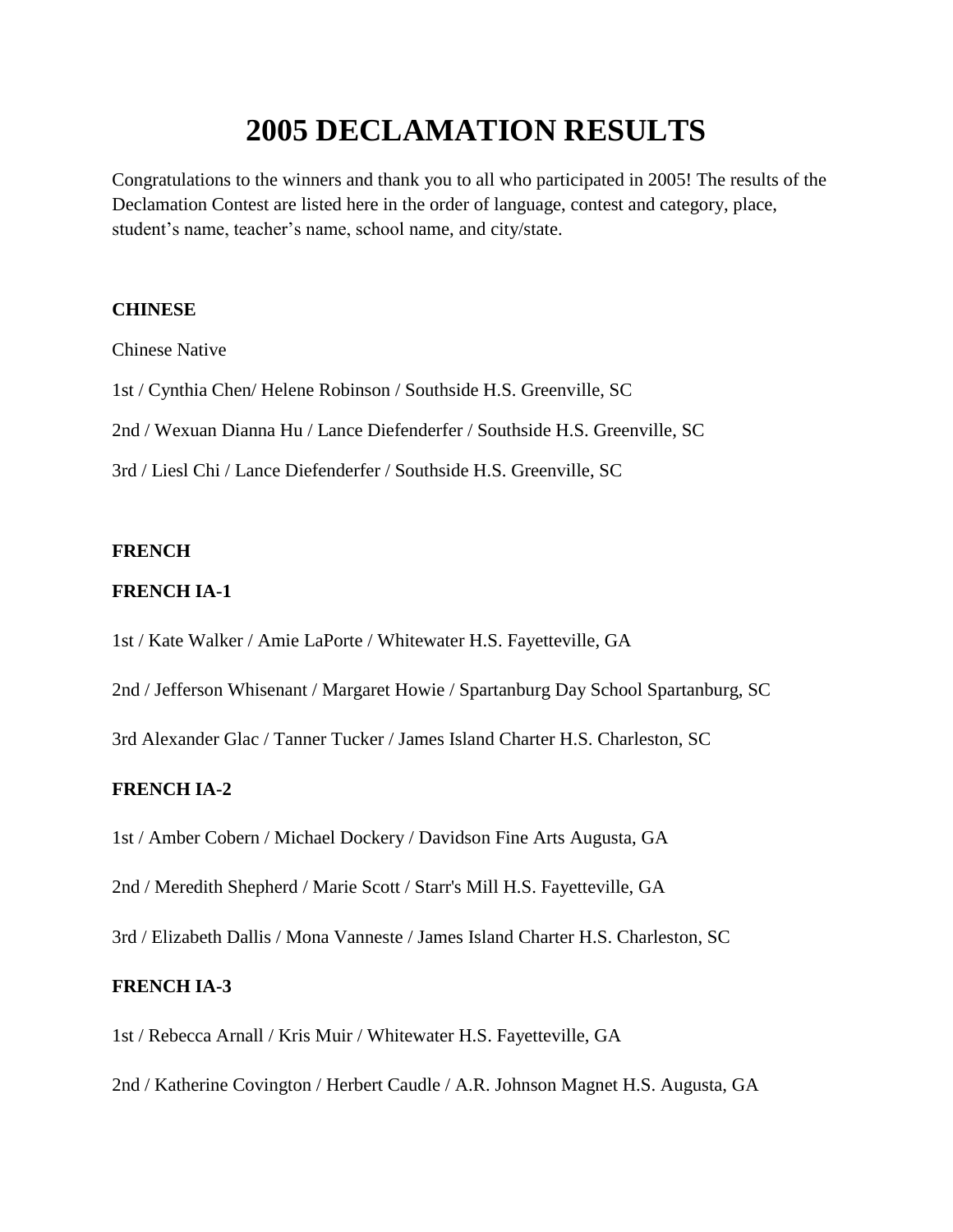# 2005 DECLAMATION RESULTS

Congratulations to the winners and thank you to all who participated in 2005! The results of the Declamation Contest are listed here in the order of language, contest and category, place, student's name, teacher's name, school name, and city/state.

**CHINESE**

Chinese Native

1st / Cynthia Chen/ Helene Robinson / Southside H.S. Greenville, SC

2nd / Wexuan Dianna Hu / Lance Diefenderfer / Southside H.S. Greenville, SC

3rd / Liesl Chi / Lance Diefenderfer / Southside H.S. Greenville, SC

**FRENCH**

**FRENCH IA-1**

1st / Kate Walker / Amie LaPorte / Whitewater H.S. Fayetteville, GA

2nd / Jefferson Whisenant / Margaret Howie / Spartanburg Day School Spartanburg, SC

3rd Alexander Glac / Tanner Tucker / James Island Charter H.S. Charleston, SC

**FRENCH IA-2**

1st / Amber Cobern / Michael Dockery / Davidson Fine Arts Augusta, GA

2nd / Meredith Shepherd / Marie Scott / Starr's Mill H.S. Fayetteville, GA

3rd / Elizabeth Dallis / Mona Vanneste / James Island Charter H.S. Charleston, SC

**FRENCH IA-3**

1st / Rebecca Arnall / Kris Muir / Whitewater H.S. Fayetteville, GA

2nd / Katherine Covington / Herbert Caudle / A.R. Johnson Magnet H.S. Augusta, GA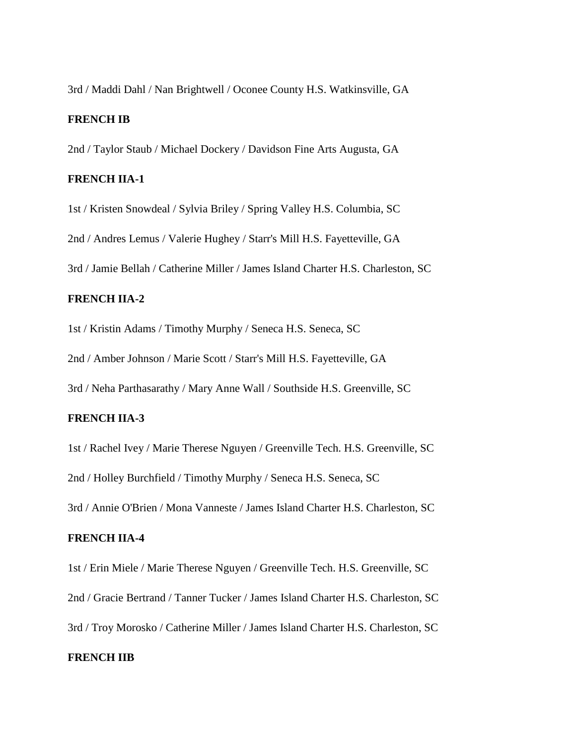3rd / Maddi Dahl / Nan Brightwell / Oconee County H.S. Watkinsville, GA

**FRENCH IB**

2nd / Taylor Staub / Michael Dockery / Davidson Fine Arts Augusta, GA

**FRENCH IIA-1**

1st / Kristen Snowdeal / Sylvia Briley / Spring Valley H.S. Columbia, SC

2nd / Andres Lemus / Valerie Hughey / Starr's Mill H.S. Fayetteville, GA

3rd / Jamie Bellah / Catherine Miller / James Island Charter H.S. Charleston, SC

**FRENCH IIA-2**

1st / Kristin Adams / Timothy Murphy / Seneca H.S. Seneca, SC

2nd / Amber Johnson / Marie Scott / Starr's Mill H.S. Fayetteville, GA

3rd / Neha Parthasarathy / Mary Anne Wall / Southside H.S. Greenville, SC

**FRENCH IIA-3**

1st / Rachel Ivey / Marie Therese Nguyen / Greenville Tech. H.S. Greenville, SC

2nd / Holley Burchfield / Timothy Murphy / Seneca H.S. Seneca, SC

3rd / Annie O'Brien / Mona Vanneste / James Island Charter H.S. Charleston, SC

**FRENCH IIA-4**

1st / Erin Miele / Marie Therese Nguyen / Greenville Tech. H.S. Greenville, SC

2nd / Gracie Bertrand / Tanner Tucker / James Island Charter H.S. Charleston, SC

3rd / Troy Morosko / Catherine Miller / James Island Charter H.S. Charleston, SC

**FRENCH IIB**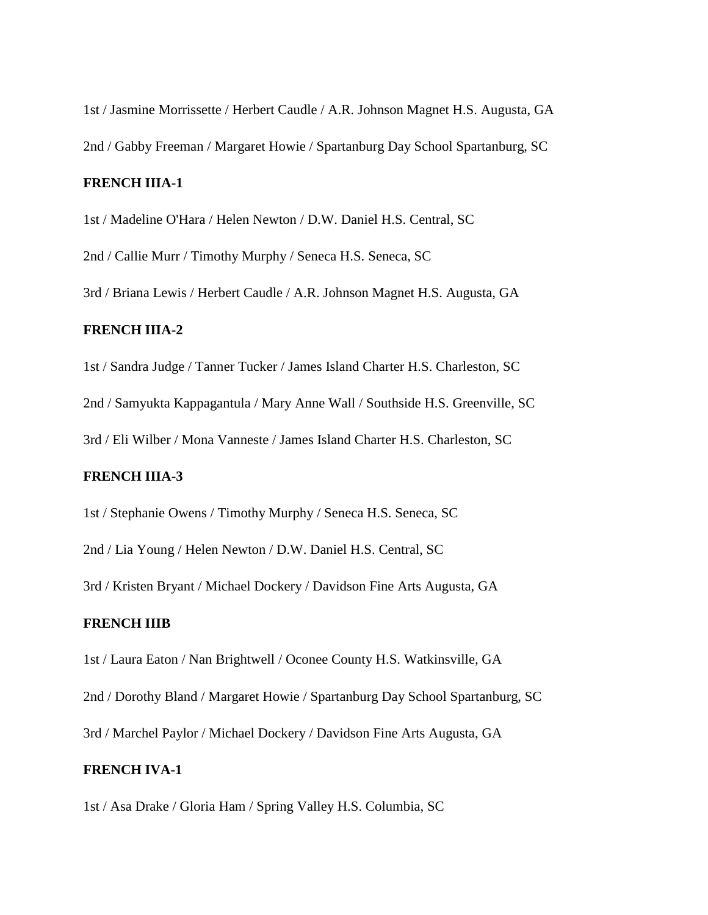1st / Jasmine Morrissette / Herbert Caudle / A.R. Johnson Magnet H.S. Augusta, GA

2nd / Gabby Freeman / Margaret Howie / Spartanburg Day School Spartanburg, SC

**FRENCH IIIA-1**

1st / Madeline O'Hara / Helen Newton / D.W. Daniel H.S. Central, SC

2nd / Callie Murr / Timothy Murphy / Seneca H.S. Seneca, SC

3rd / Briana Lewis / Herbert Caudle / A.R. Johnson Magnet H.S. Augusta, GA

**FRENCH IIIA-2**

1st / Sandra Judge / Tanner Tucker / James Island Charter H.S. Charleston, SC

2nd / Samyukta Kappagantula / Mary Anne Wall / Southside H.S. Greenville, SC

3rd / Eli Wilber / Mona Vanneste / James Island Charter H.S. Charleston, SC

**FRENCH IIIA-3**

1st / Stephanie Owens / Timothy Murphy / Seneca H.S. Seneca, SC

2nd / Lia Young / Helen Newton / D.W. Daniel H.S. Central, SC

3rd / Kristen Bryant / Michael Dockery / Davidson Fine Arts Augusta, GA

**FRENCH IIIB**

1st / Laura Eaton / Nan Brightwell / Oconee County H.S. Watkinsville, GA

2nd / Dorothy Bland / Margaret Howie / Spartanburg Day School Spartanburg, SC

3rd / Marchel Paylor / Michael Dockery / Davidson Fine Arts Augusta, GA

**FRENCH IVA-1**

1st / Asa Drake / Gloria Ham / Spring Valley H.S. Columbia, SC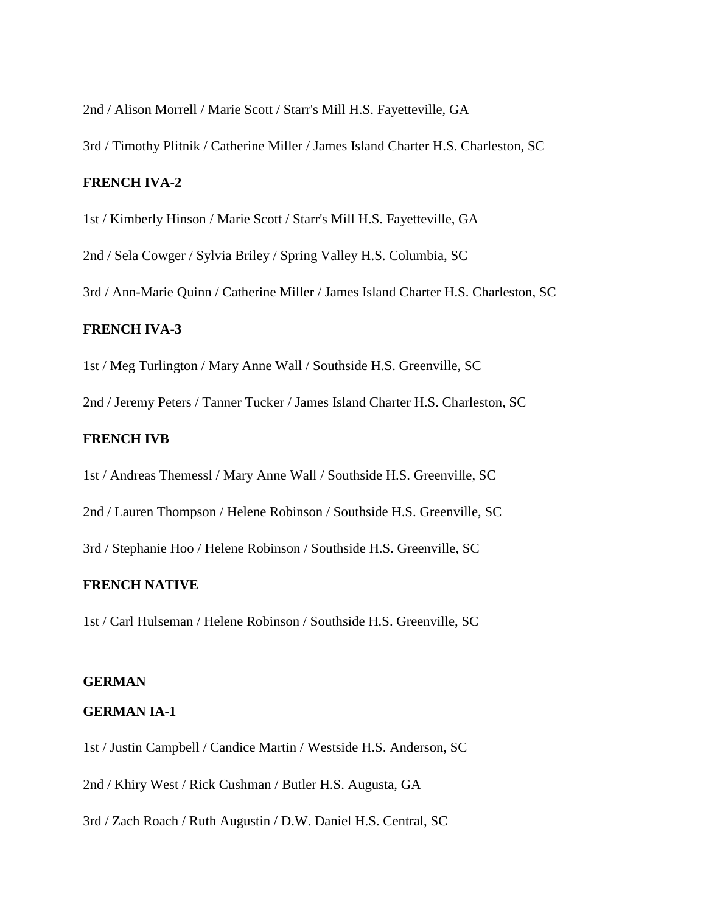2nd / Alison Morrell / Marie Scott / Starr's Mill H.S. Fayetteville, GA

3rd / Timothy Plitnik / Catherine Miller / James Island Charter H.S. Charleston, SC

**FRENCH IVA-2**

1st / Kimberly Hinson / Marie Scott / Starr's Mill H.S. Fayetteville, GA

2nd / Sela Cowger / Sylvia Briley / Spring Valley H.S. Columbia, SC

3rd / Ann-Marie Quinn / Catherine Miller / James Island Charter H.S. Charleston, SC

**FRENCH IVA-3**

1st / Meg Turlington / Mary Anne Wall / Southside H.S. Greenville, SC

2nd / Jeremy Peters / Tanner Tucker / James Island Charter H.S. Charleston, SC

**FRENCH IVB**

1st / Andreas Themessl / Mary Anne Wall / Southside H.S. Greenville, SC

2nd / Lauren Thompson / Helene Robinson / Southside H.S. Greenville, SC

3rd / Stephanie Hoo / Helene Robinson / Southside H.S. Greenville, SC

**FRENCH NATIVE**

1st / Carl Hulseman / Helene Robinson / Southside H.S. Greenville, SC

**GERMAN**

**GERMAN IA-1**

1st / Justin Campbell / Candice Martin / Westside H.S. Anderson, SC

2nd / Khiry West / Rick Cushman / Butler H.S. Augusta, GA

3rd / Zach Roach / Ruth Augustin / D.W. Daniel H.S. Central, SC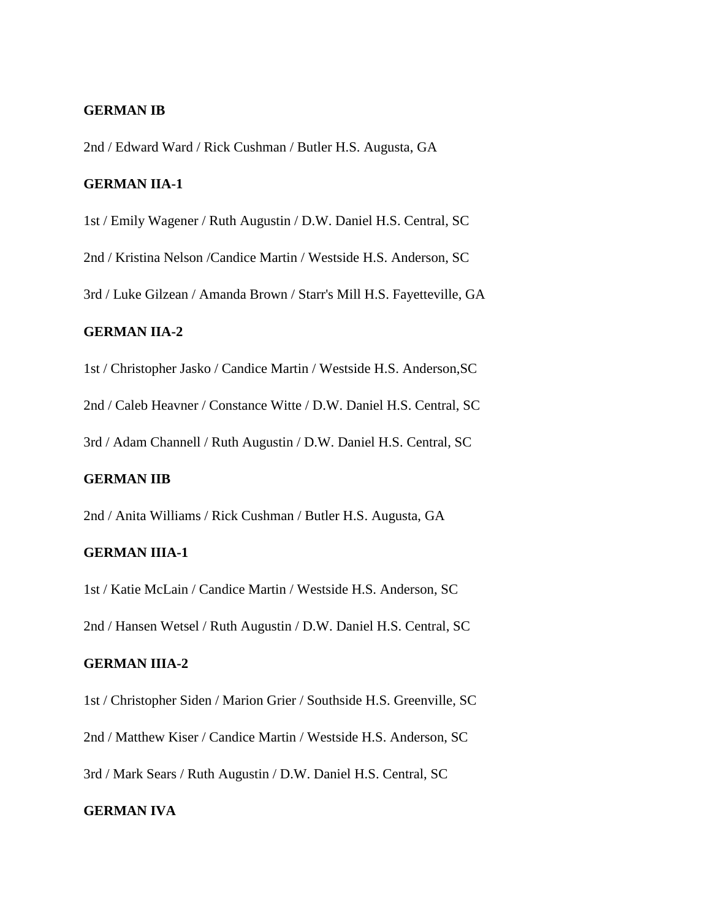**GERMAN IB**

2nd / Edward Ward / Rick Cushman / Butler H.S. Augusta, GA

**GERMAN IIA-1**

1st / Emily Wagener / Ruth Augustin / D.W. Daniel H.S. Central, SC

2nd / Kristina Nelson /Candice Martin / Westside H.S. Anderson, SC

3rd / Luke Gilzean / Amanda Brown / Starr's Mill H.S. Fayetteville, GA

**GERMAN IIA-2**

1st / Christopher Jasko / Candice Martin / Westside H.S. Anderson,SC

2nd / Caleb Heavner / Constance Witte / D.W. Daniel H.S. Central, SC

3rd / Adam Channell / Ruth Augustin / D.W. Daniel H.S. Central, SC

**GERMAN IIB**

2nd / Anita Williams / Rick Cushman / Butler H.S. Augusta, GA

**GERMAN IIIA-1**

1st / Katie McLain / Candice Martin / Westside H.S. Anderson, SC

2nd / Hansen Wetsel / Ruth Augustin / D.W. Daniel H.S. Central, SC

**GERMAN IIIA-2**

1st / Christopher Siden / Marion Grier / Southside H.S. Greenville, SC

2nd / Matthew Kiser / Candice Martin / Westside H.S. Anderson, SC

3rd / Mark Sears / Ruth Augustin / D.W. Daniel H.S. Central, SC

**GERMAN IVA**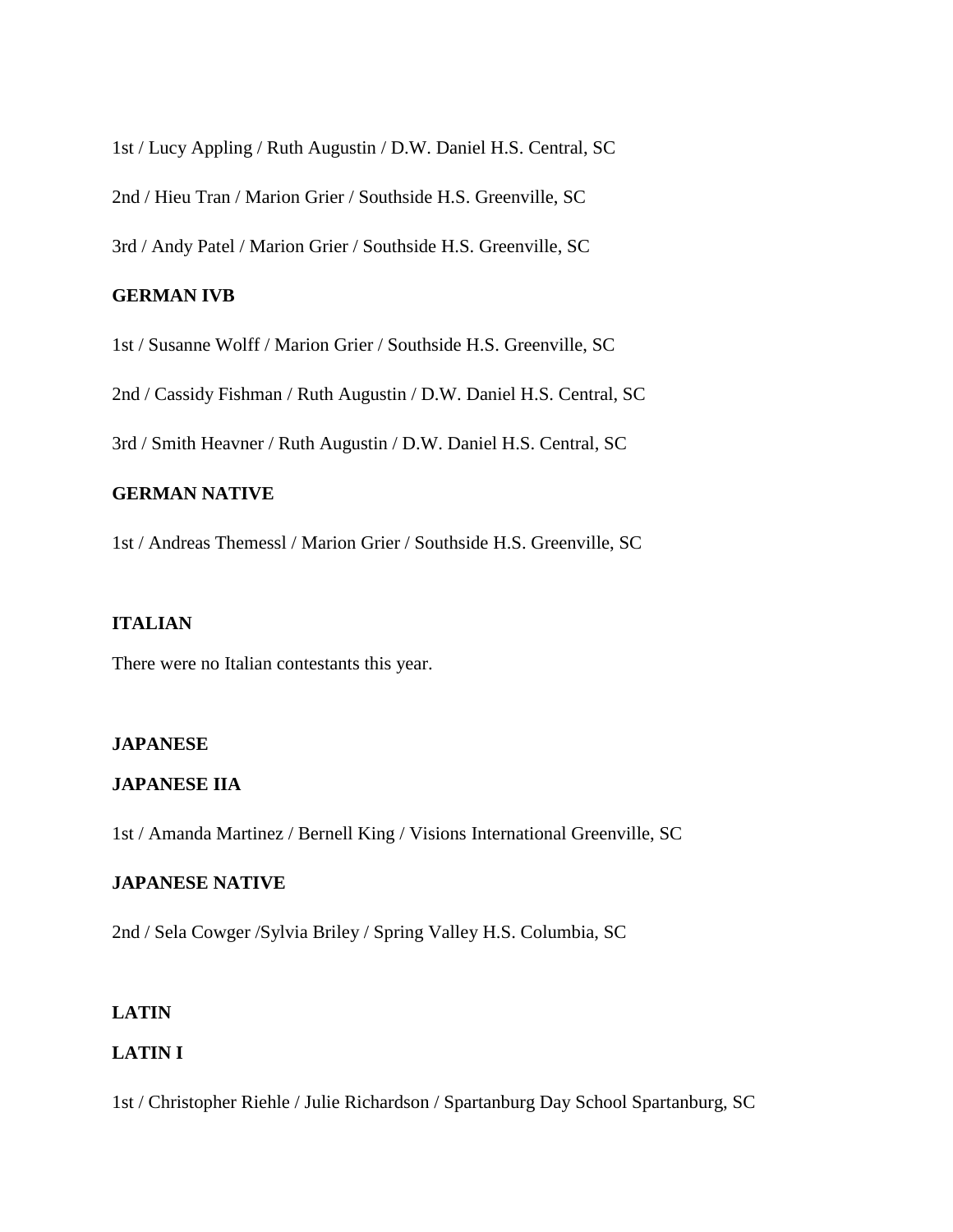1st / Lucy Appling / Ruth Augustin / D.W. Daniel H.S. Central, SC

2nd / Hieu Tran / Marion Grier / Southside H.S. Greenville, SC

3rd / Andy Patel / Marion Grier / Southside H.S. Greenville, SC

**GERMAN IVB**

1st / Susanne Wolff / Marion Grier / Southside H.S. Greenville, SC

2nd / Cassidy Fishman / Ruth Augustin / D.W. Daniel H.S. Central, SC

3rd / Smith Heavner / Ruth Augustin / D.W. Daniel H.S. Central, SC

**GERMAN NATIVE**

1st / Andreas Themessl / Marion Grier / Southside H.S. Greenville, SC

**ITALIAN**

There were no Italian contestants this year.

**JAPANESE**

**JAPANESE IIA**

1st / Amanda Martinez / Bernell King / Visions International Greenville, SC

**JAPANESE NATIVE**

2nd / Sela Cowger /Sylvia Briley / Spring Valley H.S. Columbia, SC

**LATIN**

**LATIN I**

1st / Christopher Riehle / Julie Richardson / Spartanburg Day School Spartanburg, SC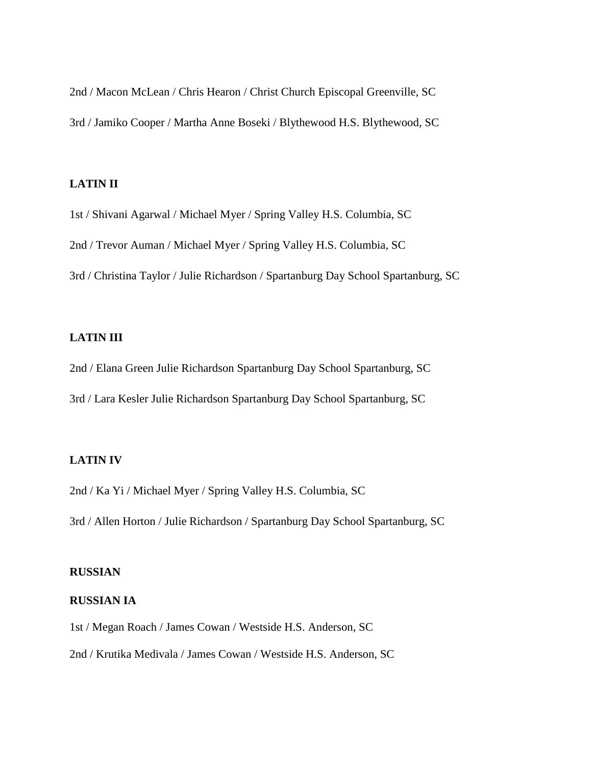2nd / Macon McLean / Chris Hearon / Christ Church Episcopal Greenville, SC

3rd / Jamiko Cooper / Martha Anne Boseki / Blythewood H.S. Blythewood, SC

**LATIN II**

1st / Shivani Agarwal / Michael Myer / Spring Valley H.S. Columbia, SC

2nd / Trevor Auman / Michael Myer / Spring Valley H.S. Columbia, SC

3rd / Christina Taylor / Julie Richardson / Spartanburg Day School Spartanburg, SC

**LATIN III**

2nd / Elana Green Julie Richardson Spartanburg Day School Spartanburg, SC

3rd / Lara Kesler Julie Richardson Spartanburg Day School Spartanburg, SC

**LATIN IV**

2nd / Ka Yi / Michael Myer / Spring Valley H.S. Columbia, SC

3rd / Allen Horton / Julie Richardson / Spartanburg Day School Spartanburg, SC

**RUSSIAN**

**RUSSIAN IA**

1st / Megan Roach / James Cowan / Westside H.S. Anderson, SC

2nd / Krutika Medivala / James Cowan / Westside H.S. Anderson, SC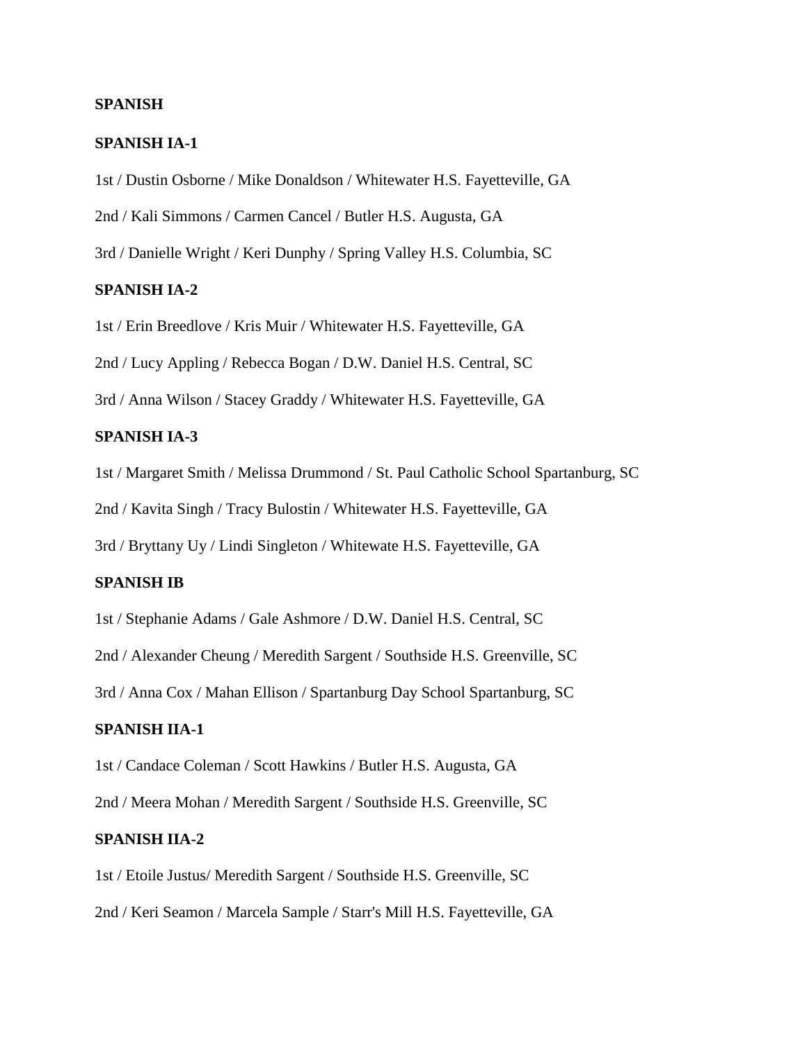**SPANISH**

**SPANISH IA-1**

1st / Dustin Osborne / Mike Donaldson / Whitewater H.S. Fayetteville, GA

2nd / Kali Simmons / Carmen Cancel / Butler H.S. Augusta, GA

3rd / Danielle Wright / Keri Dunphy / Spring Valley H.S. Columbia, SC

**SPANISH IA-2**

1st / Erin Breedlove / Kris Muir / Whitewater H.S. Fayetteville, GA

2nd / Lucy Appling / Rebecca Bogan / D.W. Daniel H.S. Central, SC

3rd / Anna Wilson / Stacey Graddy / Whitewater H.S. Fayetteville, GA

**SPANISH IA-3**

1st / Margaret Smith / Melissa Drummond / St. Paul Catholic School Spartanburg, SC

2nd / Kavita Singh / Tracy Bulostin / Whitewater H.S. Fayetteville, GA

3rd / Bryttany Uy / Lindi Singleton / Whitewate H.S. Fayetteville, GA

**SPANISH IB**

1st / Stephanie Adams / Gale Ashmore / D.W. Daniel H.S. Central, SC

2nd / Alexander Cheung / Meredith Sargent / Southside H.S. Greenville, SC

3rd / Anna Cox / Mahan Ellison / Spartanburg Day School Spartanburg, SC

**SPANISH IIA-1**

1st / Candace Coleman / Scott Hawkins / Butler H.S. Augusta, GA

2nd / Meera Mohan / Meredith Sargent / Southside H.S. Greenville, SC

**SPANISH IIA-2**

1st / Etoile Justus/ Meredith Sargent / Southside H.S. Greenville, SC

2nd / Keri Seamon / Marcela Sample / Starr's Mill H.S. Fayetteville, GA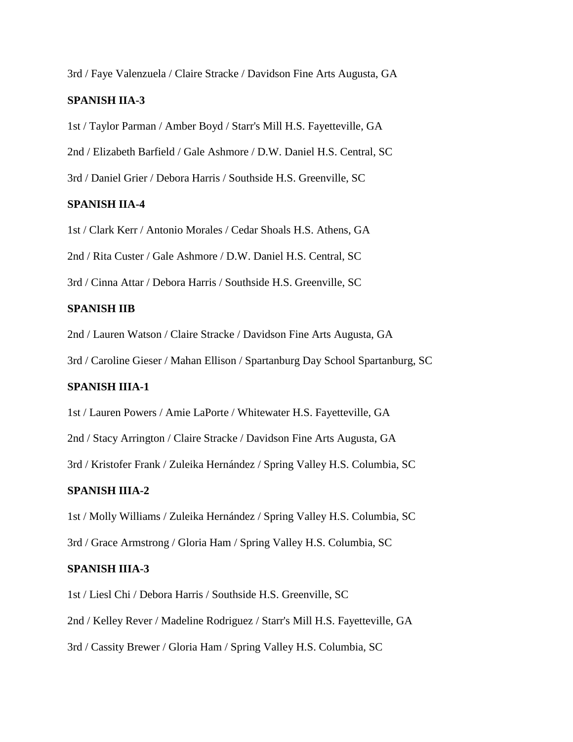3rd / Faye Valenzuela / Claire Stracke / Davidson Fine Arts Augusta, GA

**SPANISH IIA-3**

1st / Taylor Parman / Amber Boyd / Starr's Mill H.S. Fayetteville, GA

2nd / Elizabeth Barfield / Gale Ashmore / D.W. Daniel H.S. Central, SC

3rd / Daniel Grier / Debora Harris / Southside H.S. Greenville, SC

**SPANISH IIA-4**

1st / Clark Kerr / Antonio Morales / Cedar Shoals H.S. Athens, GA

2nd / Rita Custer / Gale Ashmore / D.W. Daniel H.S. Central, SC

3rd / Cinna Attar / Debora Harris / Southside H.S. Greenville, SC

**SPANISH IIB**

2nd / Lauren Watson / Claire Stracke / Davidson Fine Arts Augusta, GA

3rd / Caroline Gieser / Mahan Ellison / Spartanburg Day School Spartanburg, SC

**SPANISH IIIA-1**

1st / Lauren Powers / Amie LaPorte / Whitewater H.S. Fayetteville, GA

2nd / Stacy Arrington / Claire Stracke / Davidson Fine Arts Augusta, GA

3rd / Kristofer Frank / Zuleika Hernández / Spring Valley H.S. Columbia, SC

**SPANISH IIIA-2**

1st / Molly Williams / Zuleika Hernández / Spring Valley H.S. Columbia, SC

3rd / Grace Armstrong / Gloria Ham / Spring Valley H.S. Columbia, SC

**SPANISH IIIA-3**

1st / Liesl Chi / Debora Harris / Southside H.S. Greenville, SC

2nd / Kelley Rever / Madeline Rodriguez / Starr's Mill H.S. Fayetteville, GA

3rd / Cassity Brewer / Gloria Ham / Spring Valley H.S. Columbia, SC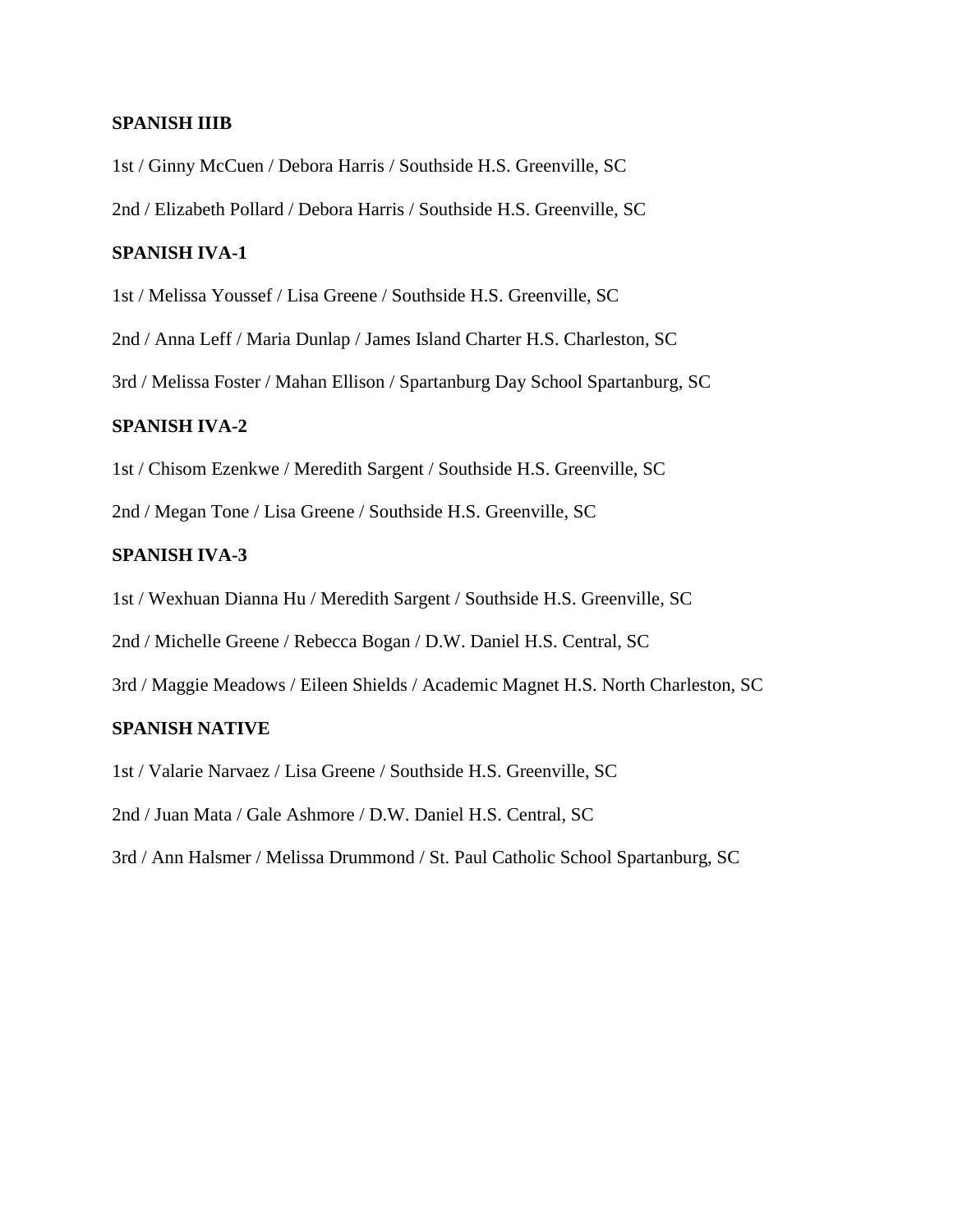**SPANISH IIIB**

1st / Ginny McCuen / Debora Harris / Southside H.S. Greenville, SC

2nd / Elizabeth Pollard / Debora Harris / Southside H.S. Greenville, SC

**SPANISH IVA-1**

1st / Melissa Youssef / Lisa Greene / Southside H.S. Greenville, SC

2nd / Anna Leff / Maria Dunlap / James Island Charter H.S. Charleston, SC

3rd / Melissa Foster / Mahan Ellison / Spartanburg Day School Spartanburg, SC

**SPANISH IVA-2**

1st / Chisom Ezenkwe / Meredith Sargent / Southside H.S. Greenville, SC

2nd / Megan Tone / Lisa Greene / Southside H.S. Greenville, SC

**SPANISH IVA-3**

1st / Wexhuan Dianna Hu / Meredith Sargent / Southside H.S. Greenville, SC

2nd / Michelle Greene / Rebecca Bogan / D.W. Daniel H.S. Central, SC

3rd / Maggie Meadows / Eileen Shields / Academic Magnet H.S. North Charleston, SC

**SPANISH NATIVE**

1st / Valarie Narvaez / Lisa Greene / Southside H.S. Greenville, SC

2nd / Juan Mata / Gale Ashmore / D.W. Daniel H.S. Central, SC

3rd / Ann Halsmer / Melissa Drummond / St. Paul Catholic School Spartanburg, SC